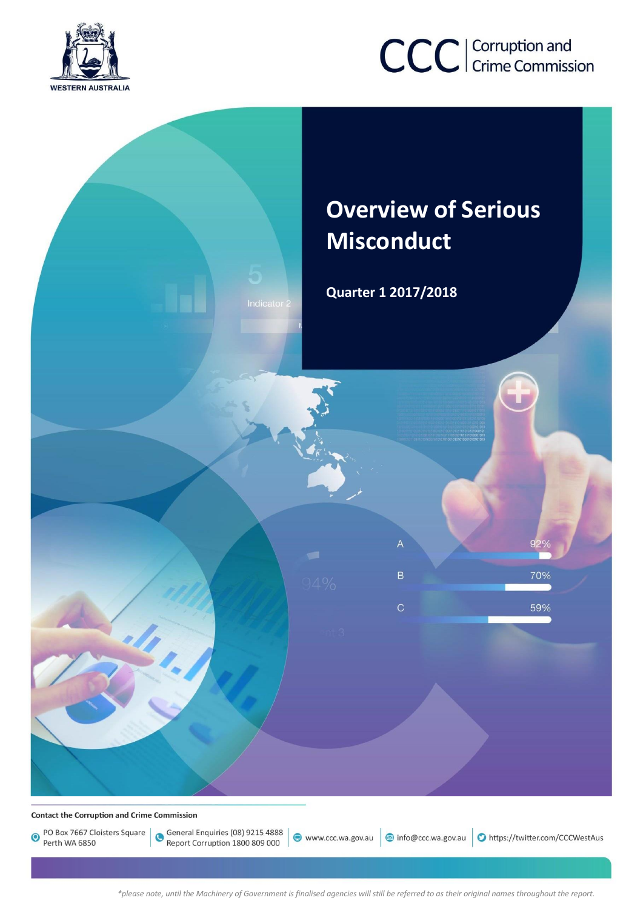WESTERN AUSTRALIA

CCC | Corruption and Crime Commission

# Overview of Serious Misconduct

## Quarter 1 2017/2018

**Contact the Corruption and Crime Commission**

PO Box 7667 Cloisters Square Perth WA 6850 | General Enquiries (08) 9215 4888 Report Corruption 1800 809 000 | www.ccc.wa.gov.au | info@ccc.wa.gov.au | https://twitter.com/CCCWestAus

*\*please note, until the Machinery of Government is finalised agencies will still be referred to as their original names throughout the report.*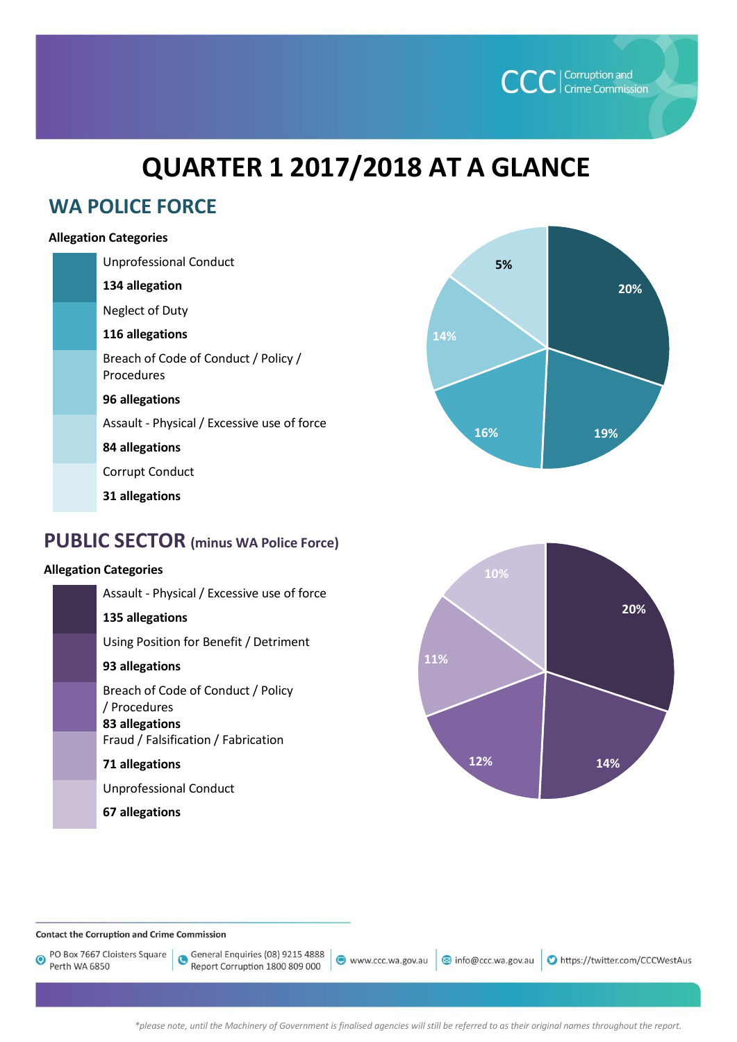# QUARTER 1 2017/2018 AT A GLANCE

## WA POLICE FORCE

**Allegation Categories**

- Unprofessional Conduct
  **134 allegation**
- Neglect of Duty
  **116 allegations**
- Breach of Code of Conduct / Policy / Procedures
  **96 allegations**
- Assault - Physical / Excessive use of force
  **84 allegations**
- Corrupt Conduct
  **31 allegations**

20%, 19%, 16%, 14%, 5%

## PUBLIC SECTOR (minus WA Police Force)

**Allegation Categories**

- Assault - Physical / Excessive use of force
  **135 allegations**
- Using Position for Benefit / Detriment
  **93 allegations**
- Breach of Code of Conduct / Policy / Procedures
  **83 allegations**
- Fraud / Falsification / Fabrication
  **71 allegations**
- Unprofessional Conduct
  **67 allegations**

20%, 14%, 12%, 11%, 10%

**Contact the Corruption and Crime Commission**

PO Box 7667 Cloisters Square Perth WA 6850 | General Enquiries (08) 9215 4888 Report Corruption 1800 809 000 | www.ccc.wa.gov.au | info@ccc.wa.gov.au | https://twitter.com/CCCWestAus

*\*please note, until the Machinery of Government is finalised agencies will still be referred to as their original names throughout the report.*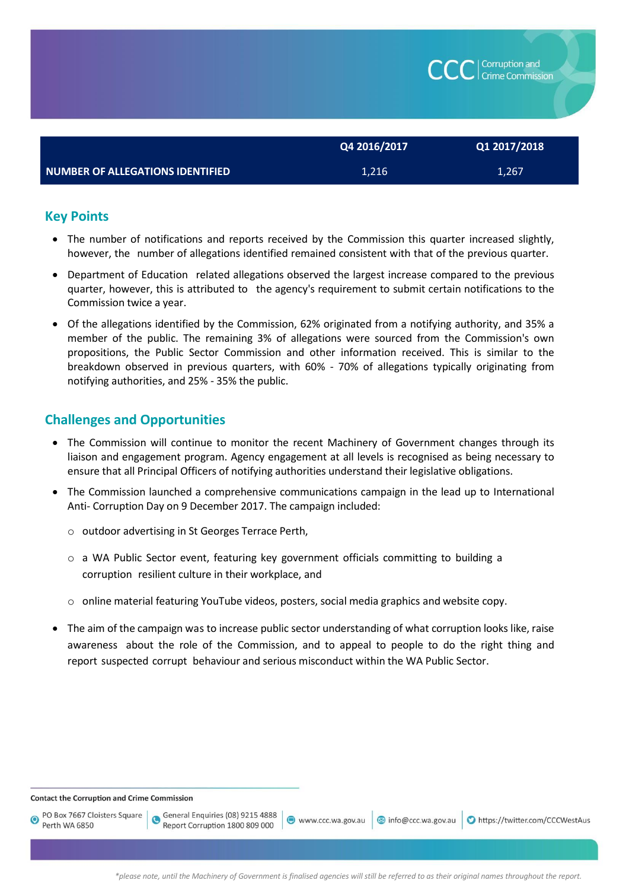| | Q4 2016/2017 | Q1 2017/2018 |
|---|---|---|
| NUMBER OF ALLEGATIONS IDENTIFIED | 1,216 | 1,267 |

## Key Points

- The number of notifications and reports received by the Commission this quarter increased slightly, however, the number of allegations identified remained consistent with that of the previous quarter.
- Department of Education related allegations observed the largest increase compared to the previous quarter, however, this is attributed to the agency's requirement to submit certain notifications to the Commission twice a year.
- Of the allegations identified by the Commission, 62% originated from a notifying authority, and 35% a member of the public. The remaining 3% of allegations were sourced from the Commission's own propositions, the Public Sector Commission and other information received. This is similar to the breakdown observed in previous quarters, with 60% - 70% of allegations typically originating from notifying authorities, and 25% - 35% the public.

## Challenges and Opportunities

- The Commission will continue to monitor the recent Machinery of Government changes through its liaison and engagement program. Agency engagement at all levels is recognised as being necessary to ensure that all Principal Officers of notifying authorities understand their legislative obligations.
- The Commission launched a comprehensive communications campaign in the lead up to International Anti- Corruption Day on 9 December 2017. The campaign included:
  - outdoor advertising in St Georges Terrace Perth,
  - a WA Public Sector event, featuring key government officials committing to building a corruption resilient culture in their workplace, and
  - online material featuring YouTube videos, posters, social media graphics and website copy.
- The aim of the campaign was to increase public sector understanding of what corruption looks like, raise awareness about the role of the Commission, and to appeal to people to do the right thing and report suspected corrupt behaviour and serious misconduct within the WA Public Sector.

*\*please note, until the Machinery of Government is finalised agencies will still be referred to as their original names throughout the report.*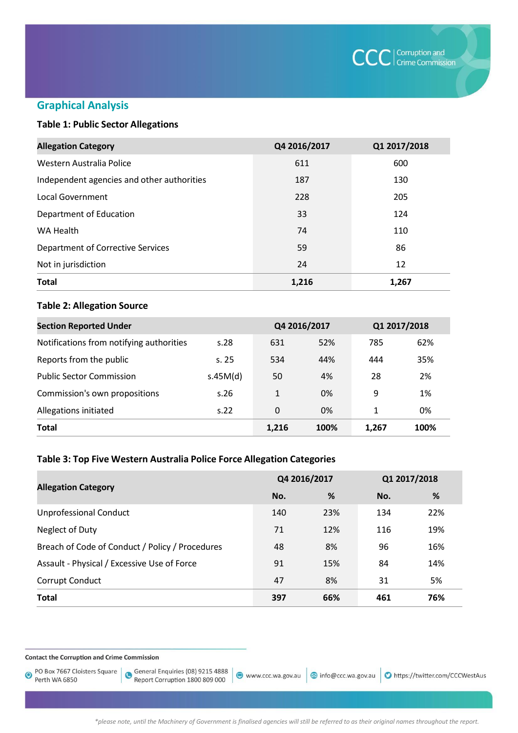## Graphical Analysis

### Table 1: Public Sector Allegations

| Allegation Category | Q4 2016/2017 | Q1 2017/2018 |
|---|---|---|
| Western Australia Police | 611 | 600 |
| Independent agencies and other authorities | 187 | 130 |
| Local Government | 228 | 205 |
| Department of Education | 33 | 124 |
| WA Health | 74 | 110 |
| Department of Corrective Services | 59 | 86 |
| Not in jurisdiction | 24 | 12 |
| **Total** | **1,216** | **1,267** |

### Table 2: Allegation Source

| Section Reported Under | | Q4 2016/2017 | | Q1 2017/2018 | |
|---|---|---|---|---|---|
| Notifications from notifying authorities | s.28 | 631 | 52% | 785 | 62% |
| Reports from the public | s. 25 | 534 | 44% | 444 | 35% |
| Public Sector Commission | s.45M(d) | 50 | 4% | 28 | 2% |
| Commission's own propositions | s.26 | 1 | 0% | 9 | 1% |
| Allegations initiated | s.22 | 0 | 0% | 1 | 0% |
| **Total** | | **1,216** | **100%** | **1,267** | **100%** |

### Table 3: Top Five Western Australia Police Force Allegation Categories

| Allegation Category | Q4 2016/2017 | | Q1 2017/2018 | |
|---|---|---|---|---|
| | No. | % | No. | % |
| Unprofessional Conduct | 140 | 23% | 134 | 22% |
| Neglect of Duty | 71 | 12% | 116 | 19% |
| Breach of Code of Conduct / Policy / Procedures | 48 | 8% | 96 | 16% |
| Assault - Physical / Excessive Use of Force | 91 | 15% | 84 | 14% |
| Corrupt Conduct | 47 | 8% | 31 | 5% |
| **Total** | **397** | **66%** | **461** | **76%** |

*please note, until the Machinery of Government is finalised agencies will still be referred to as their original names throughout the report.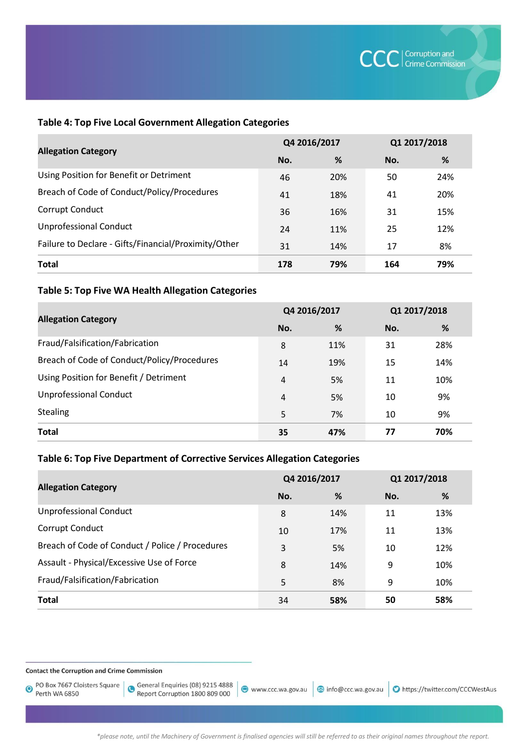### Table 4: Top Five Local Government Allegation Categories

| Allegation Category | Q4 2016/2017 | | Q1 2017/2018 | |
|---|---|---|---|---|
| | No. | % | No. | % |
| Using Position for Benefit or Detriment | 46 | 20% | 50 | 24% |
| Breach of Code of Conduct/Policy/Procedures | 41 | 18% | 41 | 20% |
| Corrupt Conduct | 36 | 16% | 31 | 15% |
| Unprofessional Conduct | 24 | 11% | 25 | 12% |
| Failure to Declare - Gifts/Financial/Proximity/Other | 31 | 14% | 17 | 8% |
| **Total** | **178** | **79%** | **164** | **79%** |

### Table 5: Top Five WA Health Allegation Categories

| Allegation Category | Q4 2016/2017 | | Q1 2017/2018 | |
|---|---|---|---|---|
| | No. | % | No. | % |
| Fraud/Falsification/Fabrication | 8 | 11% | 31 | 28% |
| Breach of Code of Conduct/Policy/Procedures | 14 | 19% | 15 | 14% |
| Using Position for Benefit / Detriment | 4 | 5% | 11 | 10% |
| Unprofessional Conduct | 4 | 5% | 10 | 9% |
| Stealing | 5 | 7% | 10 | 9% |
| **Total** | **35** | **47%** | **77** | **70%** |

### Table 6: Top Five Department of Corrective Services Allegation Categories

| Allegation Category | Q4 2016/2017 | | Q1 2017/2018 | |
|---|---|---|---|---|
| | No. | % | No. | % |
| Unprofessional Conduct | 8 | 14% | 11 | 13% |
| Corrupt Conduct | 10 | 17% | 11 | 13% |
| Breach of Code of Conduct / Police / Procedures | 3 | 5% | 10 | 12% |
| Assault - Physical/Excessive Use of Force | 8 | 14% | 9 | 10% |
| Fraud/Falsification/Fabrication | 5 | 8% | 9 | 10% |
| **Total** | 34 | **58%** | **50** | **58%** |

**Contact the Corruption and Crime Commission**

PO Box 7667 Cloisters Square Perth WA 6850 | General Enquiries (08) 9215 4888 Report Corruption 1800 809 000 | www.ccc.wa.gov.au | info@ccc.wa.gov.au | https://twitter.com/CCCWestAus

*\*please note, until the Machinery of Government is finalised agencies will still be referred to as their original names throughout the report.*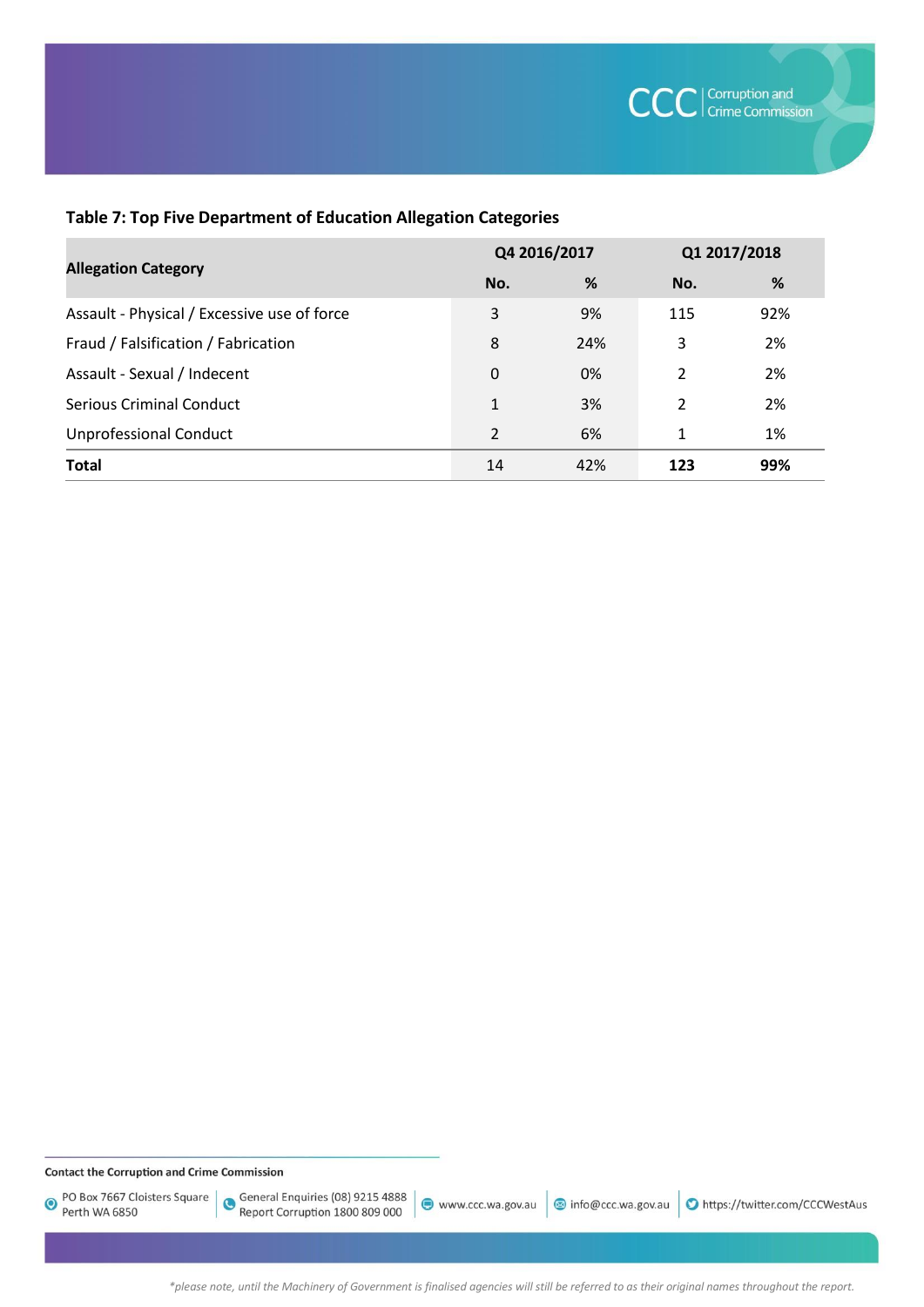**Table 7: Top Five Department of Education Allegation Categories**

| Allegation Category | Q4 2016/2017 | | Q1 2017/2018 | |
|---|---|---|---|---|
| | No. | % | No. | % |
| Assault - Physical / Excessive use of force | 3 | 9% | 115 | 92% |
| Fraud / Falsification / Fabrication | 8 | 24% | 3 | 2% |
| Assault - Sexual / Indecent | 0 | 0% | 2 | 2% |
| Serious Criminal Conduct | 1 | 3% | 2 | 2% |
| Unprofessional Conduct | 2 | 6% | 1 | 1% |
| **Total** | 14 | 42% | **123** | **99%** |

**Contact the Corruption and Crime Commission**

PO Box 7667 Cloisters Square Perth WA 6850 | General Enquiries (08) 9215 4888 Report Corruption 1800 809 000 | www.ccc.wa.gov.au | info@ccc.wa.gov.au | https://twitter.com/CCCWestAus

*\*please note, until the Machinery of Government is finalised agencies will still be referred to as their original names throughout the report.*